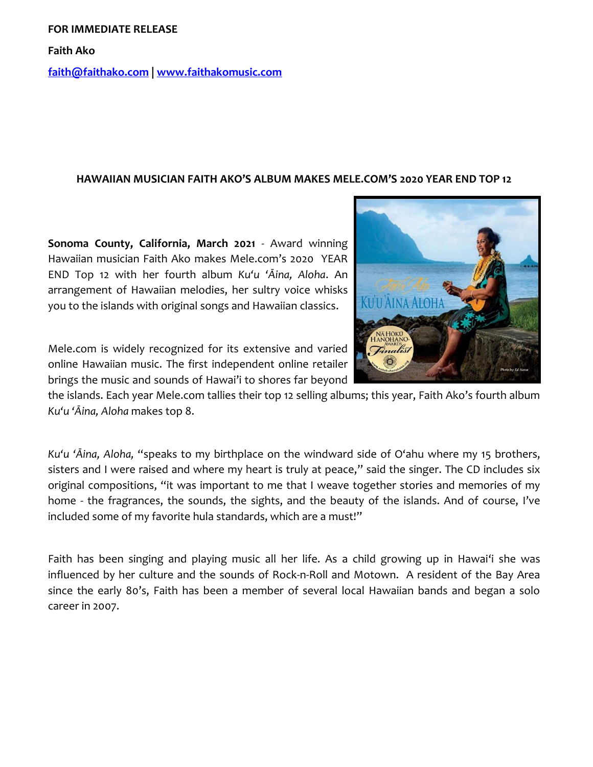**FOR IMMEDIATE RELEASE**

**Faith Ako**

**[faith@faithako.com](mailto:faith@faithako.com) | [www.faithakomusic.com](http://www.faithakomusic.com)**

**HAWAIIAN MUSICIAN FAITH AKO'S ALBUM MAKES MELE.COM'S 2020 YEAR END TOP 12**

**Sonoma County, California, March 2021** - Award winning Hawaiian musician Faith Ako makes Mele.com's 2020 YEAR END Top 12 with her fourth album *Ku'u 'Āina, Aloha*. An arrangement of Hawaiian melodies, her sultry voice whisks you to the islands with original songs and Hawaiian classics.

Mele.com is widely recognized for its extensive and varied online Hawaiian music. The first independent online retailer brings the music and sounds of Hawai'i to shores far beyond the islands. Each year Mele.com tallies their top 12 selling albums; this year, Faith Ako's fourth album *Ku'u 'Āina, Aloha* makes top 8.

*Ku'u 'Āina, Aloha,* "speaks to my birthplace on the windward side of O'ahu where my 15 brothers, sisters and I were raised and where my heart is truly at peace," said the singer. The CD includes six original compositions, "it was important to me that I weave together stories and memories of my home - the fragrances, the sounds, the sights, and the beauty of the islands. And of course, I've included some of my favorite hula standards, which are a must!"

Faith has been singing and playing music all her life. As a child growing up in Hawai'i she was influenced by her culture and the sounds of Rock-n-Roll and Motown. A resident of the Bay Area since the early 80's, Faith has been a member of several local Hawaiian bands and began a solo career in 2007.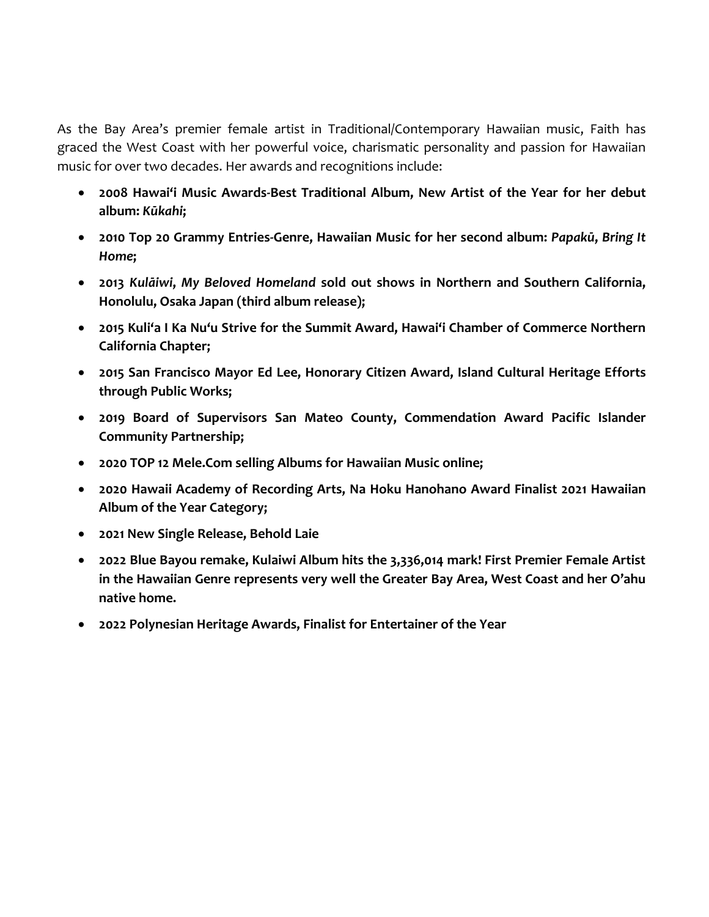As the Bay Area's premier female artist in Traditional/Contemporary Hawaiian music, Faith has graced the West Coast with her powerful voice, charismatic personality and passion for Hawaiian music for over two decades. Her awards and recognitions include:

- **2008 Hawai'i Music Awards-Best Traditional Album, New Artist of the Year for her debut album: *Kūkahi*;**
- **2010 Top 20 Grammy Entries-Genre, Hawaiian Music for her second album: *Papakū, Bring It Home*;**
- **2013 *Kulāiwi, My Beloved Homeland* sold out shows in Northern and Southern California, Honolulu, Osaka Japan (third album release);**
- **2015 Kuli'a I Ka Nu'u Strive for the Summit Award, Hawai'i Chamber of Commerce Northern California Chapter;**
- **2015 San Francisco Mayor Ed Lee, Honorary Citizen Award, Island Cultural Heritage Efforts through Public Works;**
- **2019 Board of Supervisors San Mateo County, Commendation Award Pacific Islander Community Partnership;**
- **2020 TOP 12 Mele.Com selling Albums for Hawaiian Music online;**
- **2020 Hawaii Academy of Recording Arts, Na Hoku Hanohano Award Finalist 2021 Hawaiian Album of the Year Category;**
- **2021 New Single Release, Behold Laie**
- **2022 Blue Bayou remake, Kulaiwi Album hits the 3,336,014 mark! First Premier Female Artist in the Hawaiian Genre represents very well the Greater Bay Area, West Coast and her O'ahu native home.**
- **2022 Polynesian Heritage Awards, Finalist for Entertainer of the Year**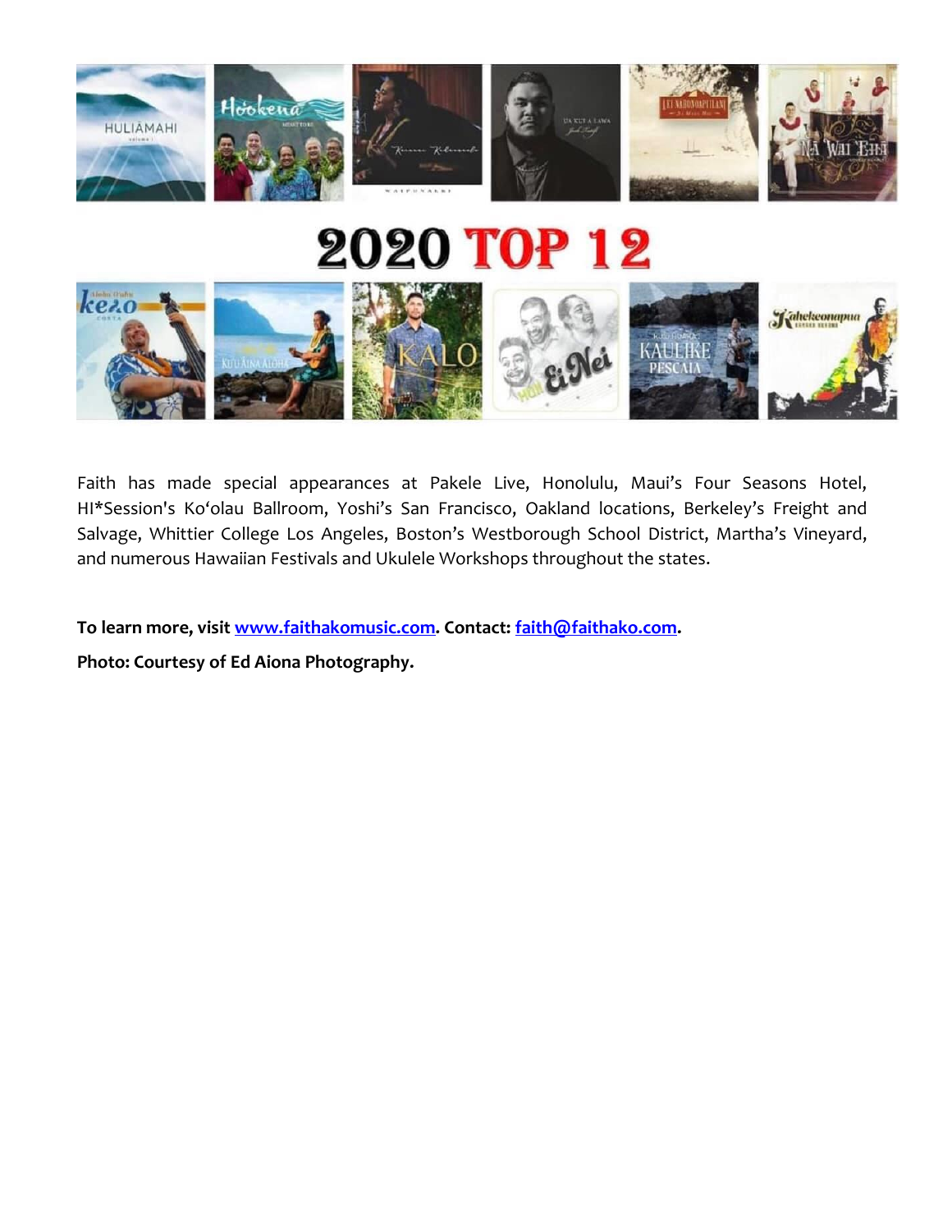2020 TOP 12

Faith has made special appearances at Pakele Live, Honolulu, Maui's Four Seasons Hotel, HI*Session's Koʻolau Ballroom, Yoshi's San Francisco, Oakland locations, Berkeley's Freight and Salvage, Whittier College Los Angeles, Boston's Westborough School District, Martha's Vineyard, and numerous Hawaiian Festivals and Ukulele Workshops throughout the states.

**To learn more, visit [www.faithakomusic.com](http://www.faithakomusic.com). Contact: [faith@faithako.com](mailto:faith@faithako.com).**

**Photo: Courtesy of Ed Aiona Photography.**